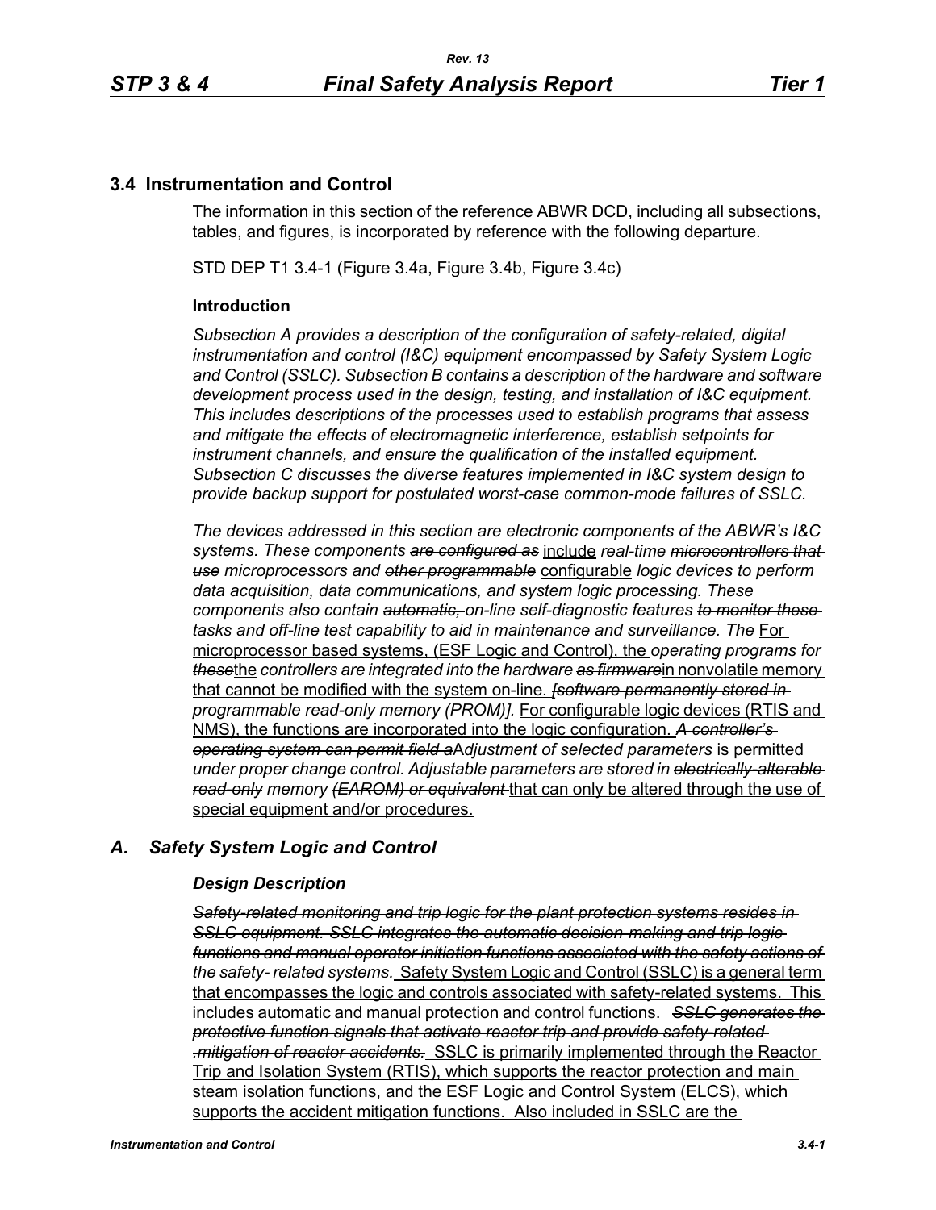## 3.4 Instrumentation and Control

The information in this section of the reference ABWR DCD, including all subsections, tables, and figures, is incorporated by reference with the following departure.

STD DEP T1 3.4-1 (Figure 3.4a, Figure 3.4b, Figure 3.4c)

### Introduction

*Subsection A provides a description of the configuration of safety-related, digital instrumentation and control (I&C) equipment encompassed by Safety System Logic and Control (SSLC). Subsection B contains a description of the hardware and software development process used in the design, testing, and installation of I&C equipment. This includes descriptions of the processes used to establish programs that assess and mitigate the effects of electromagnetic interference, establish setpoints for instrument channels, and ensure the qualification of the installed equipment. Subsection C discusses the diverse features implemented in I&C system design to provide backup support for postulated worst-case common-mode failures of SSLC.*

*The devices addressed in this section are electronic components of the ABWR's I&C systems. These components ~~are configured as~~* include *real-time ~~microcontrollers that use~~ microprocessors and ~~other programmable~~* configurable *logic devices to perform data acquisition, data communications, and system logic processing. These components also contain ~~automatic,~~ on-line self-diagnostic features ~~to monitor these tasks~~ and off-line test capability to aid in maintenance and surveillance. ~~The~~* For microprocessor based systems, (ESF Logic and Control), the *operating programs for ~~these~~*the *controllers are integrated into the hardware ~~as firmware~~*in nonvolatile memory that cannot be modified with the system on-line. *~~[software permanently stored in programmable read-only memory (PROM)].~~* For configurable logic devices (RTIS and NMS), the functions are incorporated into the logic configuration. *~~A controller's operating system can permit field a~~*A*djustment of selected parameters* is permitted *under proper change control. Adjustable parameters are stored in ~~electrically-alterable read-only~~ memory ~~(EAROM) or equivalent~~* that can only be altered through the use of special equipment and/or procedures.

## *A. Safety System Logic and Control*

### *Design Description*

*~~Safety-related monitoring and trip logic for the plant protection systems resides in SSLC equipment. SSLC integrates the automatic decision-making and trip logic functions and manual operator initiation functions associated with the safety actions of the safety- related systems.~~* Safety System Logic and Control (SSLC) is a general term that encompasses the logic and controls associated with safety-related systems. This includes automatic and manual protection and control functions. *~~SSLC generates the protective function signals that activate reactor trip and provide safety-related .mitigation of reactor accidents.~~* SSLC is primarily implemented through the Reactor Trip and Isolation System (RTIS), which supports the reactor protection and main steam isolation functions, and the ESF Logic and Control System (ELCS), which supports the accident mitigation functions. Also included in SSLC are the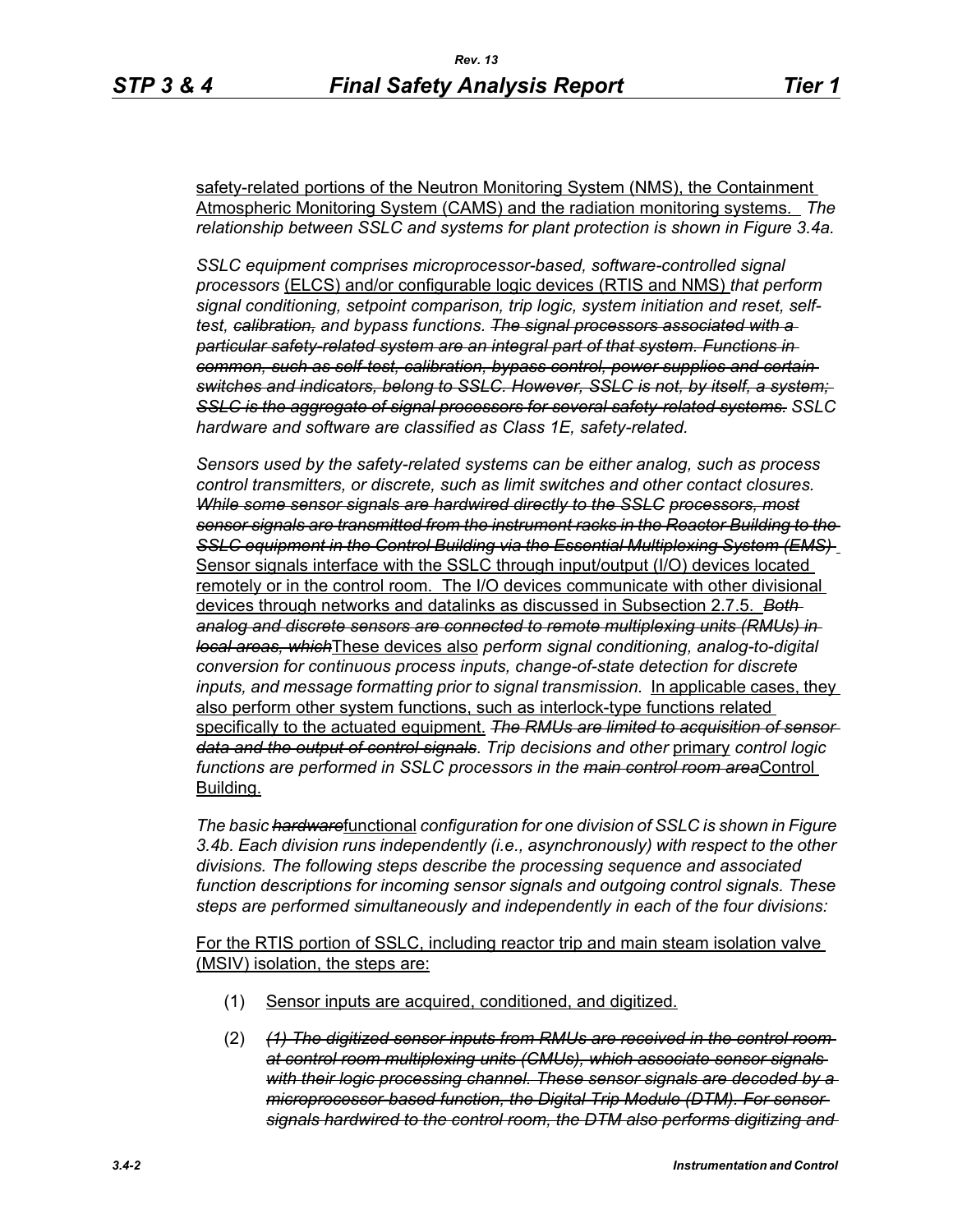safety-related portions of the Neutron Monitoring System (NMS), the Containment Atmospheric Monitoring System (CAMS) and the radiation monitoring systems. *The relationship between SSLC and systems for plant protection is shown in Figure 3.4a.*

*SSLC equipment comprises microprocessor-based, software-controlled signal processors* (ELCS) and/or configurable logic devices (RTIS and NMS) *that perform signal conditioning, setpoint comparison, trip logic, system initiation and reset, self-test, ~~calibration,~~ and bypass functions. ~~The signal processors associated with a particular safety-related system are an integral part of that system. Functions in common, such as self-test, calibration, bypass control, power supplies and certain switches and indicators, belong to SSLC. However, SSLC is not, by itself, a system; SSLC is the aggregate of signal processors for several safety-related systems.~~ SSLC hardware and software are classified as Class 1E, safety-related.*

*Sensors used by the safety-related systems can be either analog, such as process control transmitters, or discrete, such as limit switches and other contact closures. ~~While some sensor signals are hardwired directly to the SSLC processors, most sensor signals are transmitted from the instrument racks in the Reactor Building to the SSLC equipment in the Control Building via the Essential Multiplexing System (EMS)~~* Sensor signals interface with the SSLC through input/output (I/O) devices located remotely or in the control room. The I/O devices communicate with other divisional devices through networks and datalinks as discussed in Subsection 2.7.5. *~~Both analog and discrete sensors are connected to remote multiplexing units (RMUs) in local areas, which~~*These devices also *perform signal conditioning, analog-to-digital conversion for continuous process inputs, change-of-state detection for discrete inputs, and message formatting prior to signal transmission.* In applicable cases, they also perform other system functions, such as interlock-type functions related specifically to the actuated equipment. *~~The RMUs are limited to acquisition of sensor data and the output of control signals~~. Trip decisions and other* primary *control logic functions are performed in SSLC processors in the ~~main control room area~~*Control Building.

*The basic ~~hardware~~*functional *configuration for one division of SSLC is shown in Figure 3.4b. Each division runs independently (i.e., asynchronously) with respect to the other divisions. The following steps describe the processing sequence and associated function descriptions for incoming sensor signals and outgoing control signals. These steps are performed simultaneously and independently in each of the four divisions:*

For the RTIS portion of SSLC, including reactor trip and main steam isolation valve (MSIV) isolation, the steps are:

(1) Sensor inputs are acquired, conditioned, and digitized.

(2) *~~(1) The digitized sensor inputs from RMUs are received in the control room at control room multiplexing units (CMUs), which associate sensor signals with their logic processing channel. These sensor signals are decoded by a microprocessor-based function, the Digital Trip Module (DTM). For sensor signals hardwired to the control room, the DTM also performs digitizing and~~*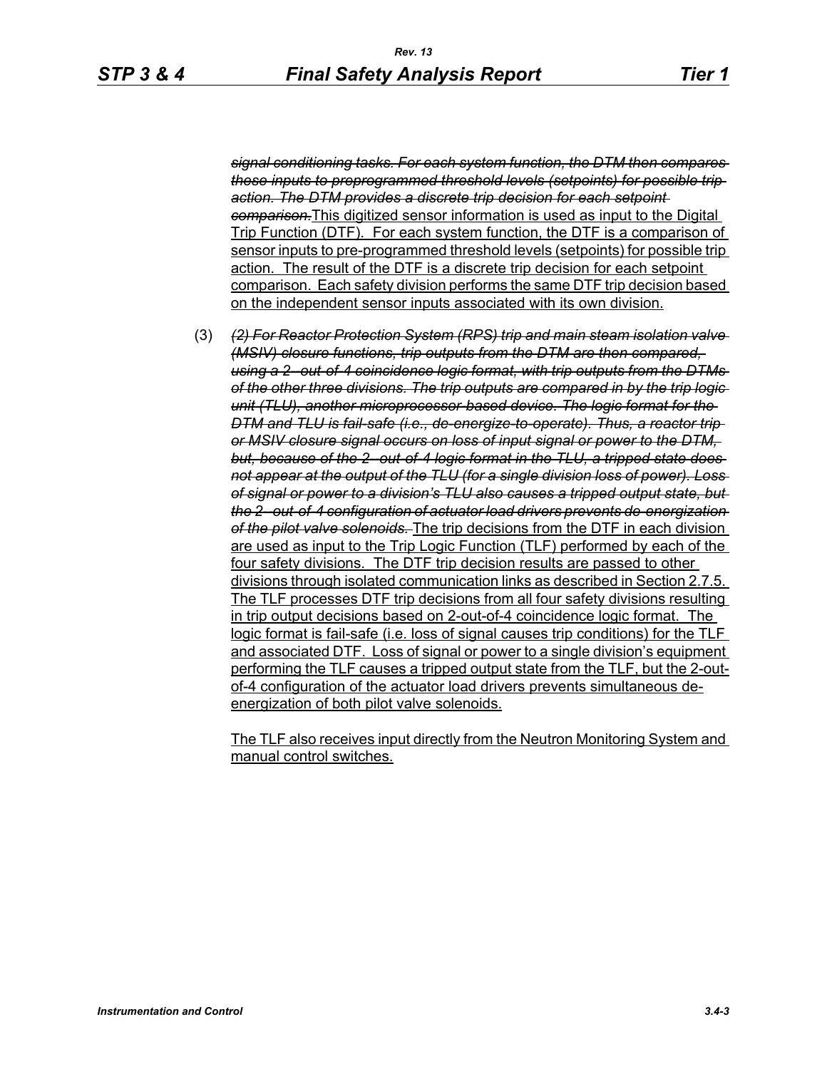~~*signal conditioning tasks. For each system function, the DTM then compares these inputs to preprogrammed threshold levels (setpoints) for possible trip action. The DTM provides a discrete trip decision for each setpoint comparison.*~~<u>This digitized sensor information is used as input to the Digital Trip Function (DTF). For each system function, the DTF is a comparison of sensor inputs to pre-programmed threshold levels (setpoints) for possible trip action. The result of the DTF is a discrete trip decision for each setpoint comparison. Each safety division performs the same DTF trip decision based on the independent sensor inputs associated with its own division.</u>

(3) ~~*(2) For Reactor Protection System (RPS) trip and main steam isolation valve (MSIV) closure functions, trip outputs from the DTM are then compared, using a 2- out-of-4 coincidence logic format, with trip outputs from the DTMs of the other three divisions. The trip outputs are compared in by the trip logic unit (TLU), another microprocessor-based device. The logic format for the DTM and TLU is fail-safe (i.e., de-energize-to-operate). Thus, a reactor trip or MSIV closure signal occurs on loss of input signal or power to the DTM, but, because of the 2- out-of-4 logic format in the TLU, a tripped state does not appear at the output of the TLU (for a single division loss of power). Loss of signal or power to a division's TLU also causes a tripped output state, but the 2- out-of-4 configuration of actuator load drivers prevents de-energization of the pilot valve solenoids.*~~ <u>The trip decisions from the DTF in each division are used as input to the Trip Logic Function (TLF) performed by each of the four safety divisions. The DTF trip decision results are passed to other divisions through isolated communication links as described in Section 2.7.5. The TLF processes DTF trip decisions from all four safety divisions resulting in trip output decisions based on 2-out-of-4 coincidence logic format. The logic format is fail-safe (i.e. loss of signal causes trip conditions) for the TLF and associated DTF. Loss of signal or power to a single division's equipment performing the TLF causes a tripped output state from the TLF, but the 2-out-of-4 configuration of the actuator load drivers prevents simultaneous de-energization of both pilot valve solenoids.</u>

<u>The TLF also receives input directly from the Neutron Monitoring System and manual control switches.</u>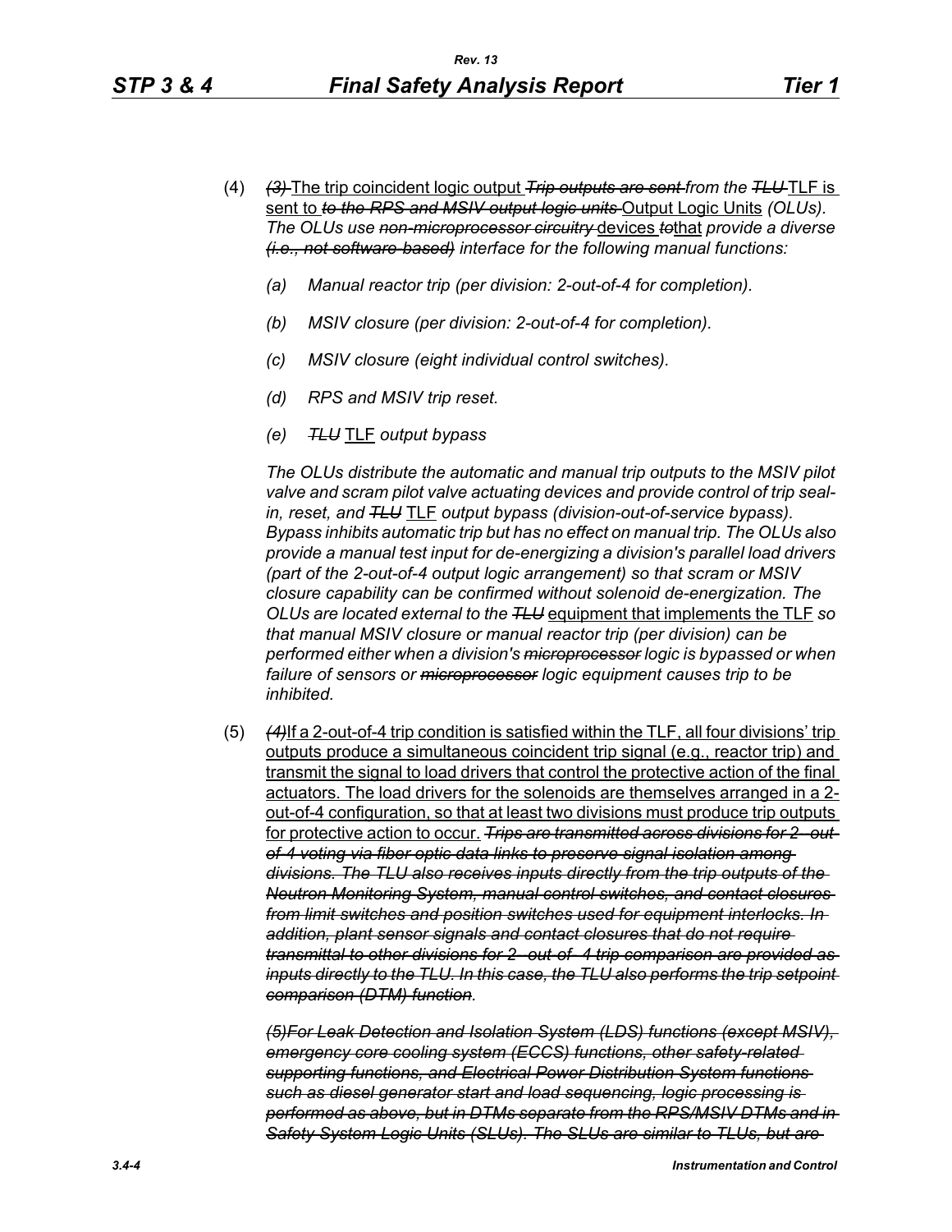(4) ~~*(3)*~~ The trip coincident logic output ~~*Trip outputs are sent*~~ *from the* ~~*TLU*~~ TLF is sent to ~~*to the RPS and MSIV output logic units*~~ Output Logic Units *(OLUs). The OLUs use* ~~*non-microprocessor circuitry*~~ devices ~~*to*~~that *provide a diverse* ~~*(i.e., not software-based)*~~ *interface for the following manual functions:*

*(a) Manual reactor trip (per division: 2-out-of-4 for completion).*

*(b) MSIV closure (per division: 2-out-of-4 for completion).*

*(c) MSIV closure (eight individual control switches).*

*(d) RPS and MSIV trip reset.*

*(e)* ~~*TLU*~~ TLF *output bypass*

*The OLUs distribute the automatic and manual trip outputs to the MSIV pilot valve and scram pilot valve actuating devices and provide control of trip seal-in, reset, and* ~~*TLU*~~ TLF *output bypass (division-out-of-service bypass). Bypass inhibits automatic trip but has no effect on manual trip. The OLUs also provide a manual test input for de-energizing a division's parallel load drivers (part of the 2-out-of-4 output logic arrangement) so that scram or MSIV closure capability can be confirmed without solenoid de-energization. The OLUs are located external to the* ~~*TLU*~~ equipment that implements the TLF *so that manual MSIV closure or manual reactor trip (per division) can be performed either when a division's* ~~*microprocessor*~~ *logic is bypassed or when failure of sensors or* ~~*microprocessor*~~ *logic equipment causes trip to be inhibited.*

(5) ~~*(4)*~~If a 2-out-of-4 trip condition is satisfied within the TLF, all four divisions' trip outputs produce a simultaneous coincident trip signal (e.g., reactor trip) and transmit the signal to load drivers that control the protective action of the final actuators. The load drivers for the solenoids are themselves arranged in a 2-out-of-4 configuration, so that at least two divisions must produce trip outputs for protective action to occur. ~~*Trips are transmitted across divisions for 2- out-of-4 voting via fiber optic data links to preserve signal isolation among divisions. The TLU also receives inputs directly from the trip outputs of the Neutron Monitoring System, manual control switches, and contact closures from limit switches and position switches used for equipment interlocks. In addition, plant sensor signals and contact closures that do not require transmittal to other divisions for 2- out-of- 4 trip comparison are provided as inputs directly to the TLU. In this case, the TLU also performs the trip setpoint comparison (DTM) function*~~*.*

~~*(5)For Leak Detection and Isolation System (LDS) functions (except MSIV), emergency core cooling system (ECCS) functions, other safety-related supporting functions, and Electrical Power Distribution System functions such as diesel generator start and load sequencing, logic processing is performed as above, but in DTMs separate from the RPS/MSIV DTMs and in Safety System Logic Units (SLUs). The SLUs are similar to TLUs, but are*~~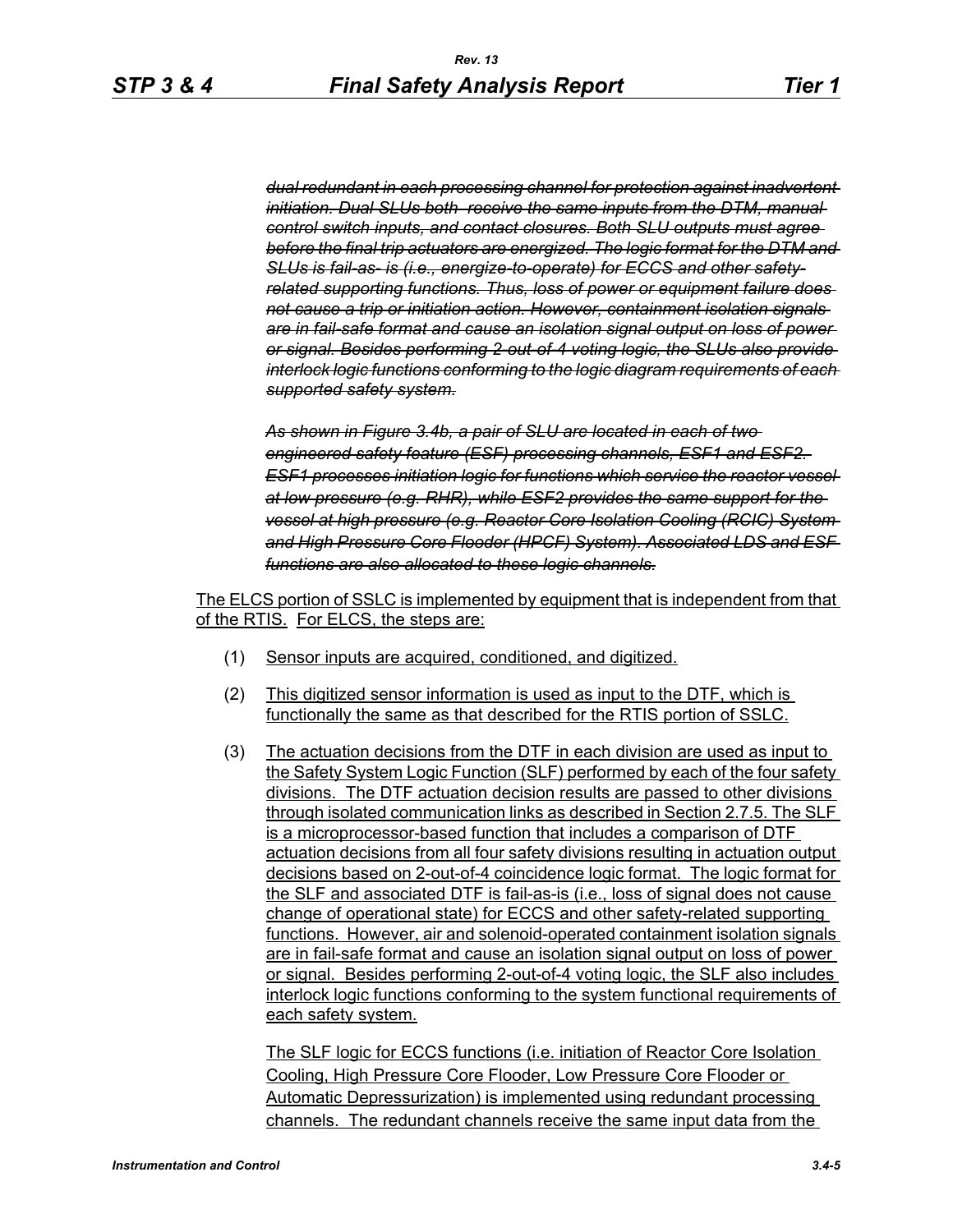~~*dual redundant in each processing channel for protection against inadvertent initiation. Dual SLUs both receive the same inputs from the DTM, manual control switch inputs, and contact closures. Both SLU outputs must agree before the final trip actuators are energized. The logic format for the DTM and SLUs is fail-as- is (i.e., energize-to-operate) for ECCS and other safety-related supporting functions. Thus, loss of power or equipment failure does not cause a trip or initiation action. However, containment isolation signals are in fail-safe format and cause an isolation signal output on loss of power or signal. Besides performing 2-out-of-4 voting logic, the SLUs also provide interlock logic functions conforming to the logic diagram requirements of each supported safety system.*~~

~~*As shown in Figure 3.4b, a pair of SLU are located in each of two engineered safety feature (ESF) processing channels, ESF1 and ESF2. ESF1 processes initiation logic for functions which service the reactor vessel at low pressure (e.g. RHR), while ESF2 provides the same support for the vessel at high pressure (e.g. Reactor Core Isolation Cooling (RCIC) System and High Pressure Core Flooder (HPCF) System). Associated LDS and ESF functions are also allocated to these logic channels.*~~

<u>The ELCS portion of SSLC is implemented by equipment that is independent from that of the RTIS. For ELCS, the steps are:</u>

(1) <u>Sensor inputs are acquired, conditioned, and digitized.</u>

(2) <u>This digitized sensor information is used as input to the DTF, which is functionally the same as that described for the RTIS portion of SSLC.</u>

(3) <u>The actuation decisions from the DTF in each division are used as input to the Safety System Logic Function (SLF) performed by each of the four safety divisions. The DTF actuation decision results are passed to other divisions through isolated communication links as described in Section 2.7.5. The SLF is a microprocessor-based function that includes a comparison of DTF actuation decisions from all four safety divisions resulting in actuation output decisions based on 2-out-of-4 coincidence logic format. The logic format for the SLF and associated DTF is fail-as-is (i.e., loss of signal does not cause change of operational state) for ECCS and other safety-related supporting functions. However, air and solenoid-operated containment isolation signals are in fail-safe format and cause an isolation signal output on loss of power or signal. Besides performing 2-out-of-4 voting logic, the SLF also includes interlock logic functions conforming to the system functional requirements of each safety system.</u>

<u>The SLF logic for ECCS functions (i.e. initiation of Reactor Core Isolation Cooling, High Pressure Core Flooder, Low Pressure Core Flooder or Automatic Depressurization) is implemented using redundant processing channels. The redundant channels receive the same input data from the</u>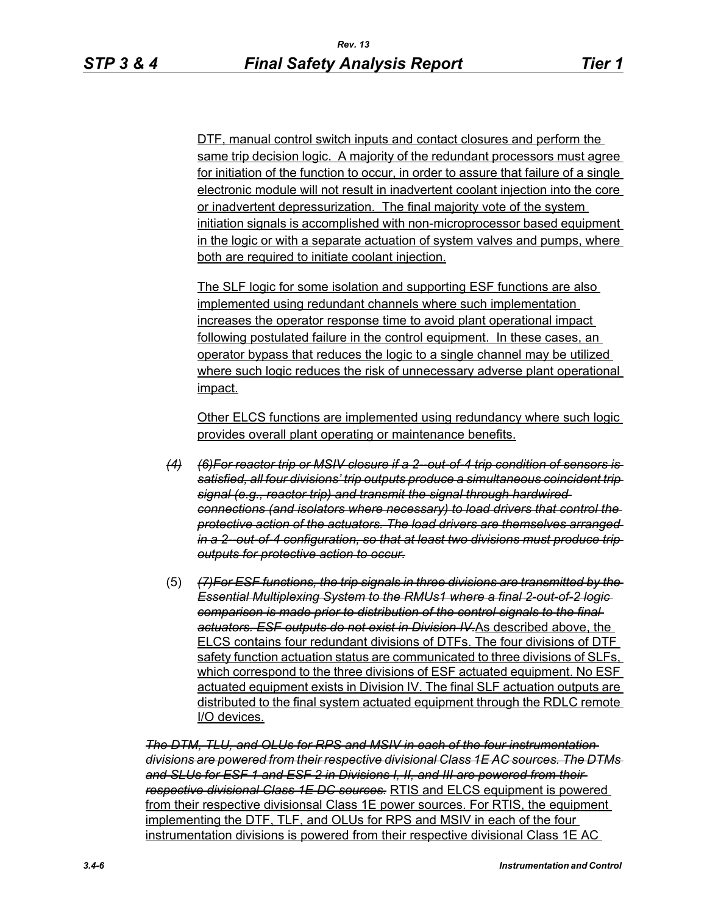DTF, manual control switch inputs and contact closures and perform the same trip decision logic. A majority of the redundant processors must agree for initiation of the function to occur, in order to assure that failure of a single electronic module will not result in inadvertent coolant injection into the core or inadvertent depressurization. The final majority vote of the system initiation signals is accomplished with non-microprocessor based equipment in the logic or with a separate actuation of system valves and pumps, where both are required to initiate coolant injection.

The SLF logic for some isolation and supporting ESF functions are also implemented using redundant channels where such implementation increases the operator response time to avoid plant operational impact following postulated failure in the control equipment. In these cases, an operator bypass that reduces the logic to a single channel may be utilized where such logic reduces the risk of unnecessary adverse plant operational impact.

Other ELCS functions are implemented using redundancy where such logic provides overall plant operating or maintenance benefits.

~~*(4)*~~ ~~*(6)For reactor trip or MSIV closure if a 2- out-of-4 trip condition of sensors is satisfied, all four divisions' trip outputs produce a simultaneous coincident trip signal (e.g., reactor trip) and transmit the signal through hardwired connections (and isolators where necessary) to load drivers that control the protective action of the actuators. The load drivers are themselves arranged in a 2- out-of-4 configuration, so that at least two divisions must produce trip outputs for protective action to occur.*~~

(5) ~~*(7)For ESF functions, the trip signals in three divisions are transmitted by the Essential Multiplexing System to the RMUs1 where a final 2-out-of-2 logic comparison is made prior to distribution of the control signals to the final actuators. ESF outputs do not exist in Division IV.*~~As described above, the ELCS contains four redundant divisions of DTFs. The four divisions of DTF safety function actuation status are communicated to three divisions of SLFs, which correspond to the three divisions of ESF actuated equipment. No ESF actuated equipment exists in Division IV. The final SLF actuation outputs are distributed to the final system actuated equipment through the RDLC remote I/O devices.

~~*The DTM, TLU, and OLUs for RPS and MSIV in each of the four instrumentation divisions are powered from their respective divisional Class 1E AC sources. The DTMs and SLUs for ESF 1 and ESF 2 in Divisions I, II, and III are powered from their respective divisional Class 1E DC sources.*~~ RTIS and ELCS equipment is powered from their respective divisionsal Class 1E power sources. For RTIS, the equipment implementing the DTF, TLF, and OLUs for RPS and MSIV in each of the four instrumentation divisions is powered from their respective divisional Class 1E AC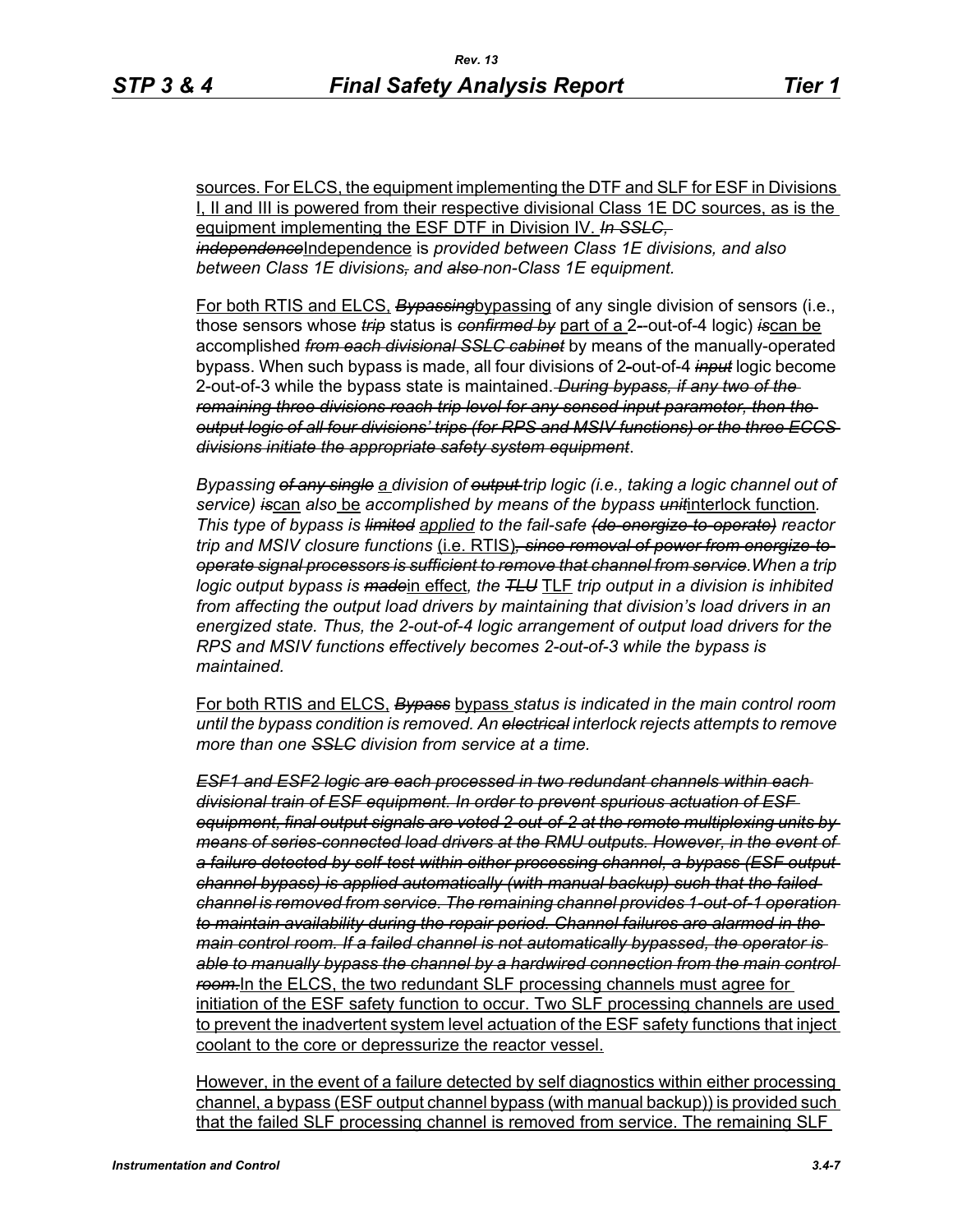sources. For ELCS, the equipment implementing the DTF and SLF for ESF in Divisions I, II and III is powered from their respective divisional Class 1E DC sources, as is the equipment implementing the ESF DTF in Division IV. ~~*In SSLC, independence*~~Independence is *provided between Class 1E divisions, and also between Class 1E divisions~~,~~ and ~~also~~ non-Class 1E equipment.*

For both RTIS and ELCS, ~~*Bypassing*~~bypassing of any single division of sensors (i.e., those sensors whose ~~*trip*~~ status is ~~*confirmed by*~~ part of a 2--out-of-4 logic) ~~*is*~~can be accomplished ~~*from each divisional SSLC cabinet*~~ by means of the manually-operated bypass. When such bypass is made, all four divisions of 2-out-of-4 ~~*input*~~ logic become 2-out-of-3 while the bypass state is maintained. ~~*During bypass, if any two of the remaining three divisions reach trip level for any sensed input parameter, then the output logic of all four divisions' trips (for RPS and MSIV functions) or the three ECCS divisions initiate the appropriate safety system equipment*~~.

*Bypassing ~~of any single~~ a division of ~~output~~ trip logic (i.e., taking a logic channel out of service) ~~is~~*can *also* be *accomplished by means of the bypass ~~unit~~*interlock function*. This type of bypass is ~~limited~~* applied *to the fail-safe ~~(de-energize-to-operate)~~ reactor trip and MSIV closure functions* (i.e. RTIS)~~*, since removal of power from energize-to-operate signal processors is sufficient to remove that channel from service*~~*.When a trip logic output bypass is ~~made~~*in effect*, the ~~TLU~~* TLF *trip output in a division is inhibited from affecting the output load drivers by maintaining that division's load drivers in an energized state. Thus, the 2-out-of-4 logic arrangement of output load drivers for the RPS and MSIV functions effectively becomes 2-out-of-3 while the bypass is maintained.*

For both RTIS and ELCS, ~~*Bypass*~~ bypass *status is indicated in the main control room until the bypass condition is removed. An ~~electrical~~ interlock rejects attempts to remove more than one ~~SSLC~~ division from service at a time.*

~~*ESF1 and ESF2 logic are each processed in two redundant channels within each divisional train of ESF equipment. In order to prevent spurious actuation of ESF equipment, final output signals are voted 2-out-of-2 at the remote multiplexing units by means of series-connected load drivers at the RMU outputs. However, in the event of a failure detected by self-test within either processing channel, a bypass (ESF output channel bypass) is applied automatically (with manual backup) such that the failed channel is removed from service. The remaining channel provides 1-out-of-1 operation to maintain availability during the repair period. Channel failures are alarmed in the main control room. If a failed channel is not automatically bypassed, the operator is able to manually bypass the channel by a hardwired connection from the main control room.*~~In the ELCS, the two redundant SLF processing channels must agree for initiation of the ESF safety function to occur. Two SLF processing channels are used to prevent the inadvertent system level actuation of the ESF safety functions that inject coolant to the core or depressurize the reactor vessel.

However, in the event of a failure detected by self diagnostics within either processing channel, a bypass (ESF output channel bypass (with manual backup)) is provided such that the failed SLF processing channel is removed from service. The remaining SLF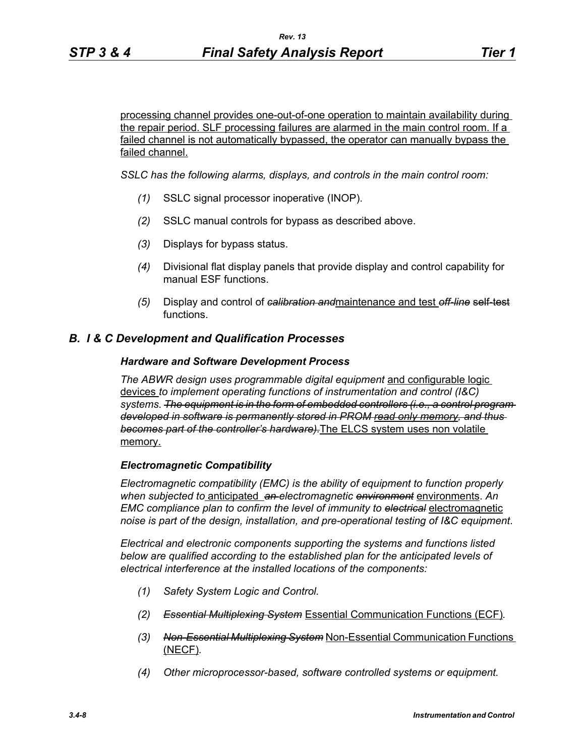processing channel provides one-out-of-one operation to maintain availability during the repair period. SLF processing failures are alarmed in the main control room. If a failed channel is not automatically bypassed, the operator can manually bypass the failed channel.

*SSLC has the following alarms, displays, and controls in the main control room:*

*(1)* SSLC signal processor inoperative (INOP).

*(2)* SSLC manual controls for bypass as described above.

*(3)* Displays for bypass status.

*(4)* Divisional flat display panels that provide display and control capability for manual ESF functions.

*(5)* Display and control of ~~*calibration and*~~maintenance and test ~~*off-line*~~ ~~self-test~~ functions.

## *B. I & C Development and Qualification Processes*

### *Hardware and Software Development Process*

*The ABWR design uses programmable digital equipment* and configurable logic devices *to implement operating functions of instrumentation and control (I&C) systems.* ~~*The equipment is in the form of embedded controllers (i.e., a control program developed in software is permanently stored in PROM read only memory, and thus becomes part of the controller's hardware).*~~The ELCS system uses non volatile memory.

### *Electromagnetic Compatibility*

*Electromagnetic compatibility (EMC) is the ability of equipment to function properly when subjected to* anticipated ~~*an*~~ *electromagnetic* ~~*environment*~~ environments*. An EMC compliance plan to confirm the level of immunity to* ~~*electrical*~~ electromagnetic *noise is part of the design, installation, and pre-operational testing of I&C equipment.*

*Electrical and electronic components supporting the systems and functions listed below are qualified according to the established plan for the anticipated levels of electrical interference at the installed locations of the components:*

*(1) Safety System Logic and Control.*

*(2)* ~~*Essential Multiplexing System*~~ Essential Communication Functions (ECF)*.*

*(3)* ~~*Non-Essential Multiplexing System*~~ Non-Essential Communication Functions (NECF)*.*

*(4) Other microprocessor-based, software controlled systems or equipment.*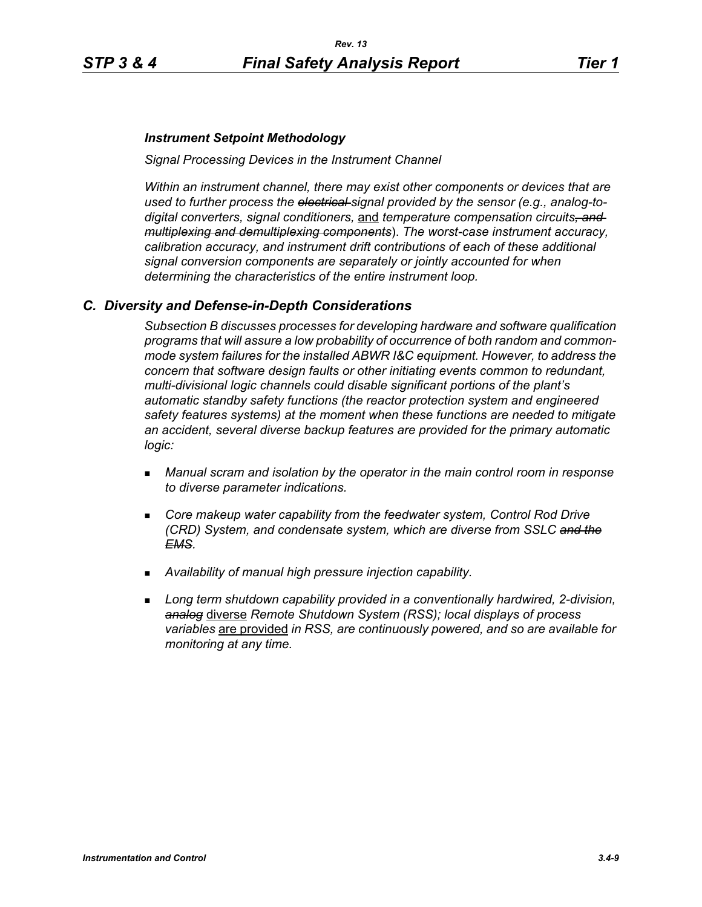*Instrument Setpoint Methodology*

*Signal Processing Devices in the Instrument Channel*

*Within an instrument channel, there may exist other components or devices that are used to further process the ~~electrical~~ signal provided by the sensor (e.g., analog-to-digital converters, signal conditioners,* <u>and</u> *temperature compensation circuits~~, and multiplexing and demultiplexing components~~). The worst-case instrument accuracy, calibration accuracy, and instrument drift contributions of each of these additional signal conversion components are separately or jointly accounted for when determining the characteristics of the entire instrument loop.*

## *C. Diversity and Defense-in-Depth Considerations*

*Subsection B discusses processes for developing hardware and software qualification programs that will assure a low probability of occurrence of both random and common-mode system failures for the installed ABWR I&C equipment. However, to address the concern that software design faults or other initiating events common to redundant, multi-divisional logic channels could disable significant portions of the plant's automatic standby safety functions (the reactor protection system and engineered safety features systems) at the moment when these functions are needed to mitigate an accident, several diverse backup features are provided for the primary automatic logic:*

- *Manual scram and isolation by the operator in the main control room in response to diverse parameter indications.*
- *Core makeup water capability from the feedwater system, Control Rod Drive (CRD) System, and condensate system, which are diverse from SSLC ~~and the EMS~~.*
- *Availability of manual high pressure injection capability.*
- *Long term shutdown capability provided in a conventionally hardwired, 2-division, ~~analog~~* <u>diverse</u> *Remote Shutdown System (RSS); local displays of process variables* <u>are provided</u> *in RSS, are continuously powered, and so are available for monitoring at any time.*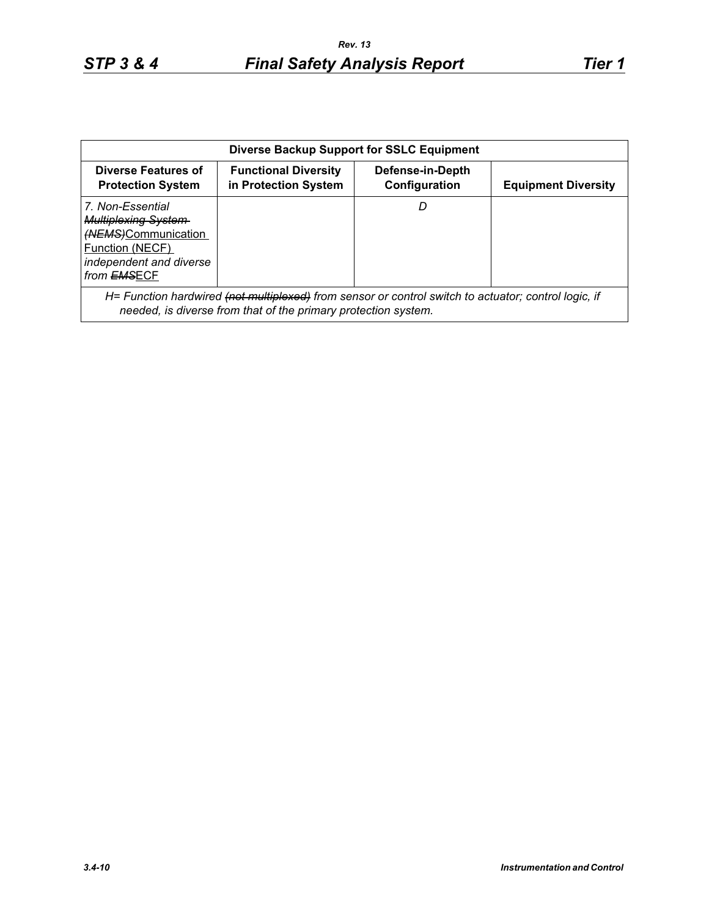| Diverse Backup Support for SSLC Equipment | | | |
|---|---|---|---|
| **Diverse Features of Protection System** | **Functional Diversity in Protection System** | **Defense-in-Depth Configuration** | **Equipment Diversity** |
| *7. Non-Essential ~~Multiplexing System (NEMS)~~Communication Function (NECF) independent and diverse from ~~EMS~~ECF* | | *D* | |
| *H= Function hardwired ~~(not multiplexed)~~ from sensor or control switch to actuator; control logic, if needed, is diverse from that of the primary protection system.* | | | |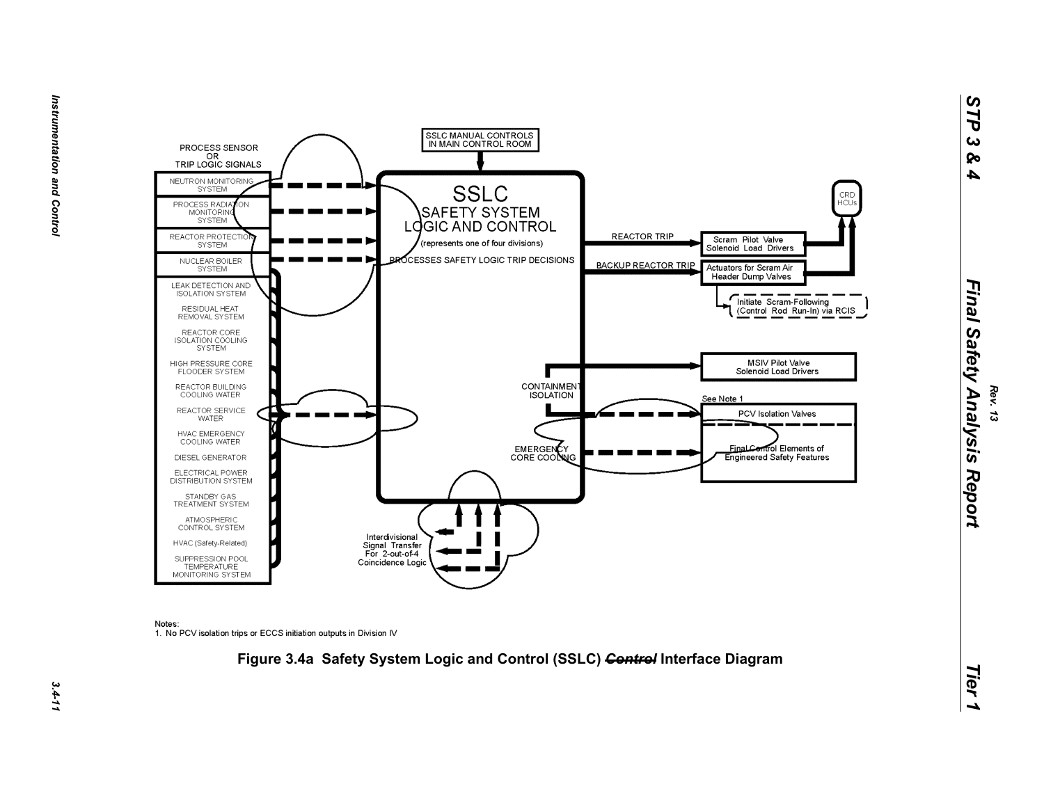PROCESS SENSOR OR TRIP LOGIC SIGNALS

- NEUTRON MONITORING SYSTEM
- PROCESS RADIATION MONITORING SYSTEM
- REACTOR PROTECTION SYSTEM
- NUCLEAR BOILER SYSTEM
- LEAK DETECTION AND ISOLATION SYSTEM
- RESIDUAL HEAT REMOVAL SYSTEM
- REACTOR CORE ISOLATION COOLING SYSTEM
- HIGH PRESSURE CORE FLOODER SYSTEM
- REACTOR BUILDING COOLING WATER
- REACTOR SERVICE WATER
- HVAC EMERGENCY COOLING WATER
- DIESEL GENERATOR
- ELECTRICAL POWER DISTRIBUTION SYSTEM
- STANDBY GAS TREATMENT SYSTEM
- ATMOSPHERIC CONTROL SYSTEM
- HVAC (Safety-Related)
- SUPPRESSION POOL TEMPERATURE MONITORING SYSTEM

SSLC MANUAL CONTROLS IN MAIN CONTROL ROOM

SSLC SAFETY SYSTEM LOGIC AND CONTROL (represents one of four divisions)

PROCESSES SAFETY LOGIC TRIP DECISIONS

REACTOR TRIP → Scram Pilot Valve Solenoid Load Drivers → CRD HCUs

BACKUP REACTOR TRIP → Actuators for Scram Air Header Dump Valves → CRD HCUs

Initiate Scram-Following (Control Rod Run-In) via RCIS

CONTAINMENT ISOLATION → MSIV Pilot Valve Solenoid Load Drivers

See Note 1

PCV Isolation Valves

EMERGENCY CORE COOLING → Final Control Elements of Engineered Safety Features

Interdivisional Signal Transfer For 2-out-of-4 Coincidence Logic

Notes:
1. No PCV isolation trips or ECCS initiation outputs in Division IV

**Figure 3.4a Safety System Logic and Control (SSLC) ~~Control~~ Interface Diagram**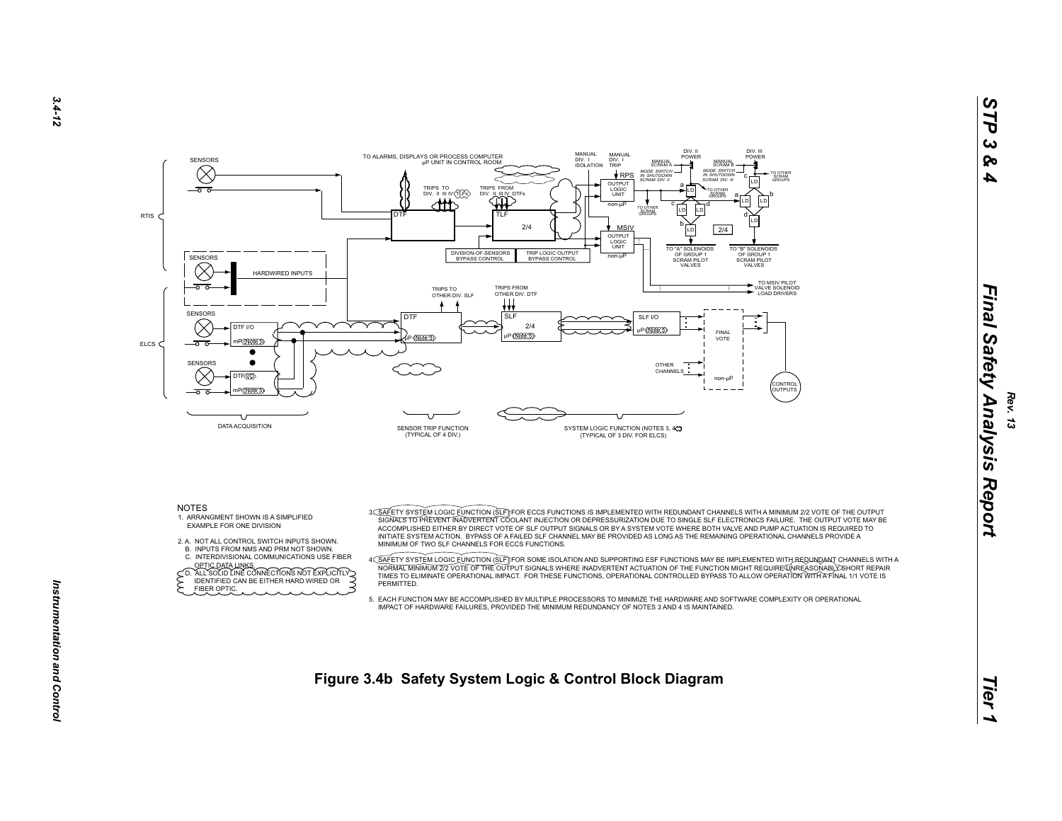NOTES

1. ARRANGMENT SHOWN IS A SIMPLIFIED EXAMPLE FOR ONE DIVISION
2. A. NOT ALL CONTROL SWITCH INPUTS SHOWN.
   B. INPUTS FROM NMS AND PRM NOT SHOWN.
   C. INTERDIVISIONAL COMMUNICATIONS USE FIBER OPTIC DATA LINKS.
   D. ALL SOLID LINE CONNECTIONS NOT EXPLICITLY IDENTIFIED CAN BE EITHER HARD WIRED OR FIBER OPTIC.
3. SAFETY SYSTEM LOGIC FUNCTION (SLF) FOR ECCS FUNCTIONS IS IMPLEMENTED WITH REDUNDANT CHANNELS WITH A MINIMUM 2/2 VOTE OF THE OUTPUT SIGNALS TO PREVENT INADVERTENT COOLANT INJECTION OR DEPRESSURIZATION DUE TO SINGLE SLF ELECTRONICS FAILURE. THE OUTPUT VOTE MAY BE ACCOMPLISHED EITHER BY DIRECT VOTE OF SLF OUTPUT SIGNALS OR BY A SYSTEM VOTE WHERE BOTH VALVE AND PUMP ACTUATION IS REQUIRED TO INITIATE SYSTEM ACTION. BYPASS OF A FAILED SLF CHANNEL MAY BE PROVIDED AS LONG AS THE REMAINING OPERATIONAL CHANNELS PROVIDE A MINIMUM OF TWO SLF CHANNELS FOR ECCS FUNCTIONS.
4. SAFETY SYSTEM LOGIC FUNCTION (SLF) FOR SOME ISOLATION AND SUPPORTING ESF FUNCTIONS MAY BE IMPLEMENTED WITH REDUNDANT CHANNELS WITH A NORMAL MINIMUM 2/2 VOTE OF THE OUTPUT SIGNALS WHERE INADVERTENT ACTUATION OF THE FUNCTION MIGHT REQUIRE UNREASONABLY SHORT REPAIR TIMES TO ELIMINATE OPERATIONAL IMPACT. FOR THESE FUNCTIONS, OPERATIONAL CONTROLLED BYPASS TO ALLOW OPERATION WITH A FINAL 1/1 VOTE IS PERMITTED.
5. EACH FUNCTION MAY BE ACCOMPLISHED BY MULTIPLE PROCESSORS TO MINIMIZE THE HARDWARE AND SOFTWARE COMPLEXITY OR OPERATIONAL IMPACT OF HARDWARE FAILURES, PROVIDED THE MINIMUM REDUNDANCY OF NOTES 3 AND 4 IS MAINTAINED.

**Figure 3.4b Safety System Logic & Control Block Diagram**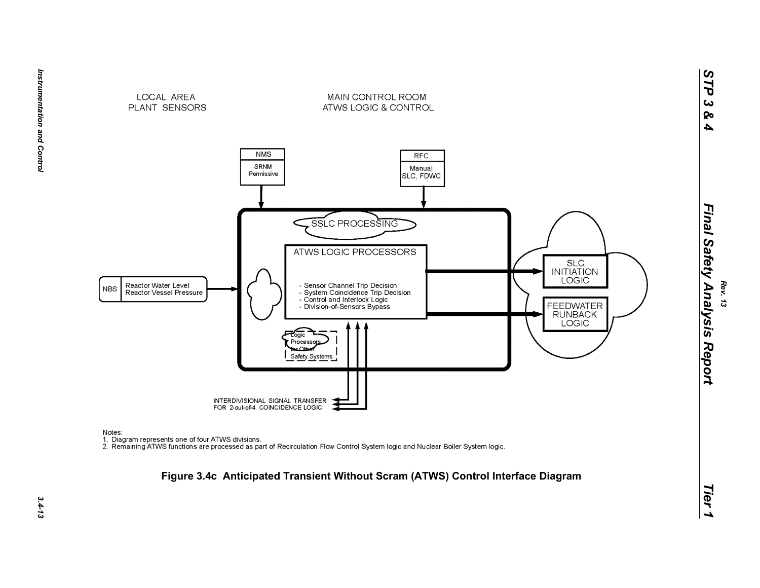LOCAL AREA
PLANT SENSORS

MAIN CONTROL ROOM
ATWS LOGIC & CONTROL

NMS
SRNM
Permissive

RFC
Manual
SLC, FDWC

SSLC PROCESSING

ATWS LOGIC PROCESSORS

- Sensor Channel Trip Decision
- System Coincidence Trip Decision
- Control and Interlock Logic
- Division-of-Sensors Bypass

NBS
Reactor Water Level
Reactor Vessel Pressure

Logic
Processors
for Other
Safety Systems

SLC
INITIATION
LOGIC

FEEDWATER
RUNBACK
LOGIC

INTERDIVISIONAL SIGNAL TRANSFER
FOR 2-out-of-4 COINCIDENCE LOGIC

Notes:
1. Diagram represents one of four ATWS divisions.
2. Remaining ATWS functions are processed as part of Recirculation Flow Control System logic and Nuclear Boiler System logic.

**Figure 3.4c Anticipated Transient Without Scram (ATWS) Control Interface Diagram**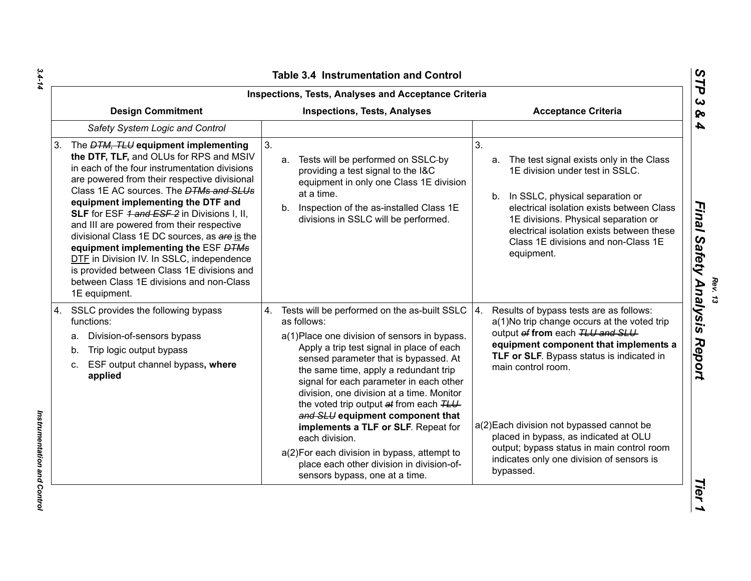## Table 3.4 Instrumentation and Control

| Inspections, Tests, Analyses and Acceptance Criteria | | |
|---|---|---|
| **Design Commitment** | **Inspections, Tests, Analyses** | **Acceptance Criteria** |
| *Safety System Logic and Control* | | |
| 3. The ~~*DTM, TLU*~~ **equipment implementing the DTF, TLF,** and OLUs for RPS and MSIV in each of the four instrumentation divisions are powered from their respective divisional Class 1E AC sources. The ~~*DTMs and SLUs*~~ **equipment implementing the DTF and SLF** for ESF ~~*1 and ESF 2*~~ in Divisions I, II, and III are powered from their respective divisional Class 1E DC sources, as ~~*are*~~ is the **equipment implementing the** ESF ~~*DTMs*~~ DTF in Division IV. In SSLC, independence is provided between Class 1E divisions and between Class 1E divisions and non-Class 1E equipment. | 3. <br> a. Tests will be performed on SSLC by providing a test signal to the I&C equipment in only one Class 1E division at a time. <br> b. Inspection of the as-installed Class 1E divisions in SSLC will be performed. | 3. <br> a. The test signal exists only in the Class 1E division under test in SSLC. <br> b. In SSLC, physical separation or electrical isolation exists between Class 1E divisions. Physical separation or electrical isolation exists between these Class 1E divisions and non-Class 1E equipment. |
| 4. SSLC provides the following bypass functions: <br> a. Division-of-sensors bypass <br> b. Trip logic output bypass <br> c. ESF output channel bypass**, where applied** | 4. Tests will be performed on the as-built SSLC as follows: <br> a(1) Place one division of sensors in bypass. Apply a trip test signal in place of each sensed parameter that is bypassed. At the same time, apply a redundant trip signal for each parameter in each other division, one division at a time. Monitor the voted trip output ~~*at*~~ from each ~~*TLU and SLU*~~ **equipment component that implements a TLF or SLF**. Repeat for each division. <br> a(2) For each division in bypass, attempt to place each other division in division-of-sensors bypass, one at a time. | 4. Results of bypass tests are as follows: <br> a(1) No trip change occurs at the voted trip output ~~*of*~~ **from** each ~~*TLU and SLU*~~ **equipment component that implements a TLF or SLF**. Bypass status is indicated in main control room. <br> a(2) Each division not bypassed cannot be placed in bypass, as indicated at OLU output; bypass status in main control room indicates only one division of sensors is bypassed. |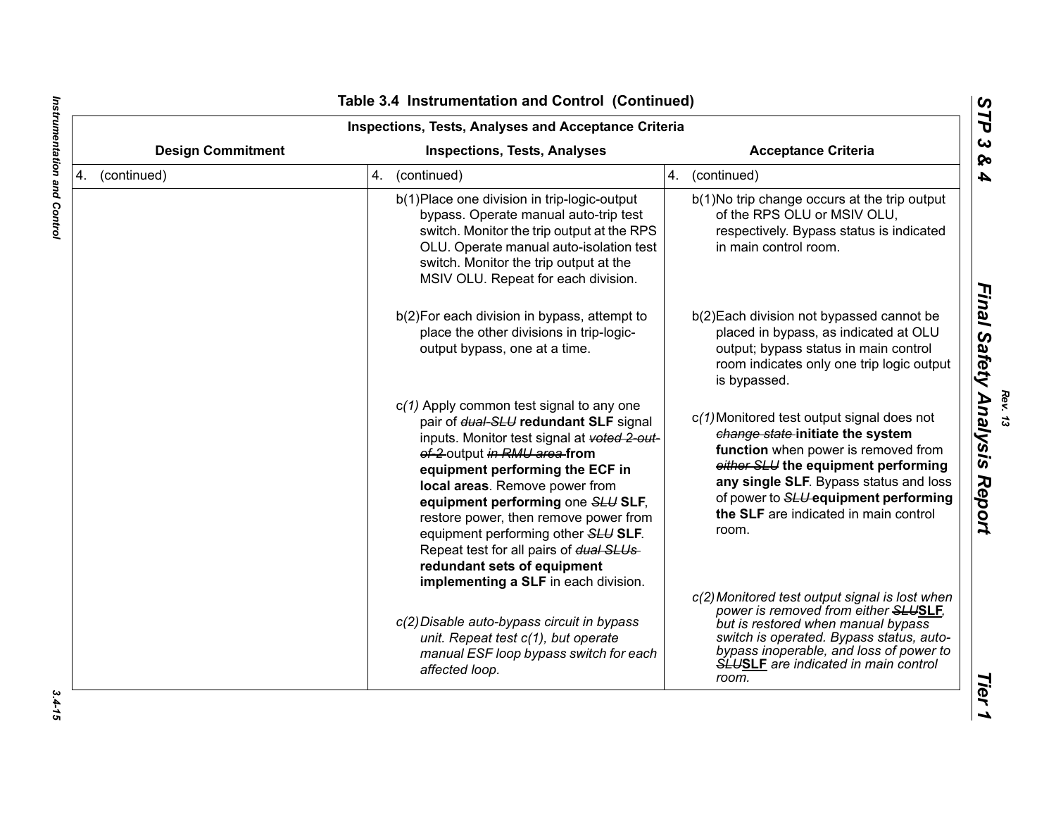## Table 3.4 Instrumentation and Control (Continued)

| Inspections, Tests, Analyses and Acceptance Criteria | | |
|---|---|---|
| **Design Commitment** | **Inspections, Tests, Analyses** | **Acceptance Criteria** |
| 4. (continued) | 4. (continued) | 4. (continued) |
| | b(1) Place one division in trip-logic-output bypass. Operate manual auto-trip test switch. Monitor the trip output at the RPS OLU. Operate manual auto-isolation test switch. Monitor the trip output at the MSIV OLU. Repeat for each division. | b(1) No trip change occurs at the trip output of the RPS OLU or MSIV OLU, respectively. Bypass status is indicated in main control room. |
| | b(2) For each division in bypass, attempt to place the other divisions in trip-logic-output bypass, one at a time. | b(2) Each division not bypassed cannot be placed in bypass, as indicated at OLU output; bypass status in main control room indicates only one trip logic output is bypassed. |
| | c*(1)* Apply common test signal to any one pair of ~~*dual-SLU*~~ **redundant SLF** signal inputs. Monitor test signal at ~~*voted 2-out-of-2*~~ output ~~*in RMU area*~~ **from equipment performing the ECF in local areas**. Remove power from **equipment performing** one ~~*SLU*~~ **SLF**, restore power, then remove power from equipment performing other ~~*SLU*~~ **SLF**. Repeat test for all pairs of ~~*dual SLUs*~~ **redundant sets of equipment implementing a SLF** in each division. | c*(1)* Monitored test output signal does not ~~*change state*~~ **initiate the system function** when power is removed from ~~*either SLU*~~ **the equipment performing any single SLF**. Bypass status and loss of power to ~~*SLU*~~ **equipment performing the SLF** are indicated in main control room. |
| | *c(2) Disable auto-bypass circuit in bypass unit. Repeat test c(1), but operate manual ESF loop bypass switch for each affected loop.* | *c(2) Monitored test output signal is lost when power is removed from either ~~SLU~~**SLF**, but is restored when manual bypass switch is operated. Bypass status, auto-bypass inoperable, and loss of power to ~~SLU~~**SLF** are indicated in main control room.* |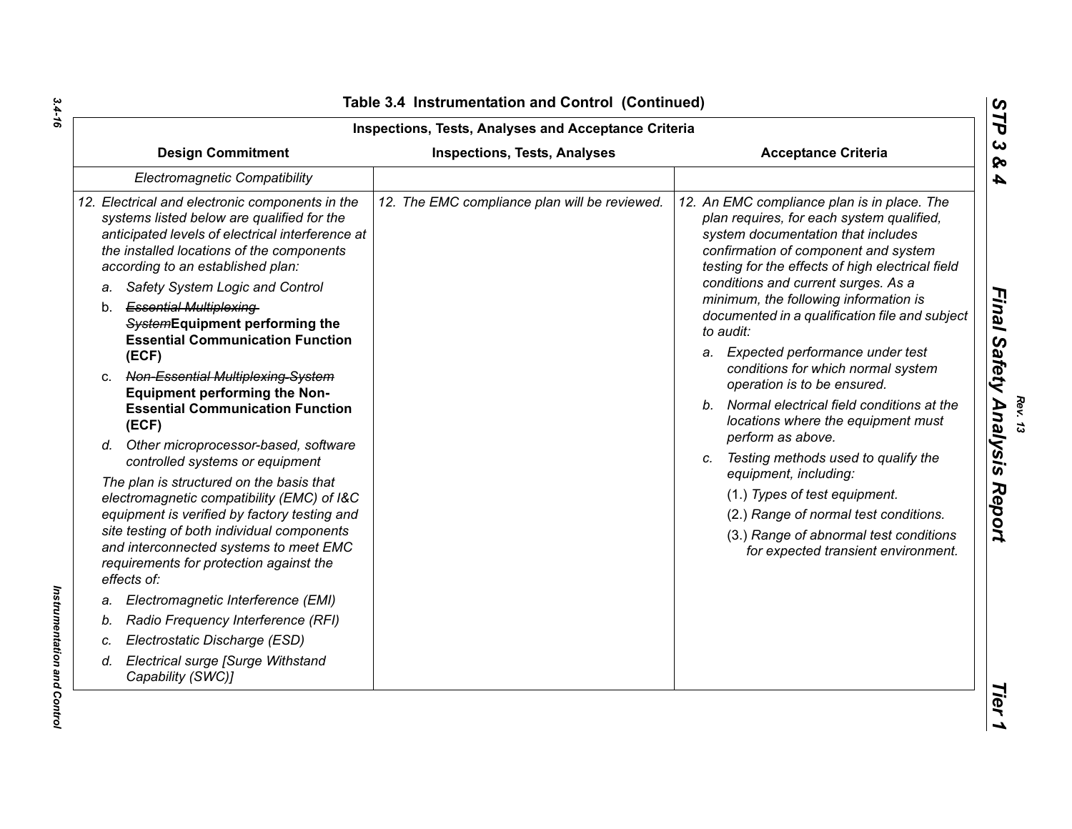## Table 3.4 Instrumentation and Control (Continued)

| Inspections, Tests, Analyses and Acceptance Criteria | | |
|---|---|---|
| **Design Commitment** | **Inspections, Tests, Analyses** | **Acceptance Criteria** |
| *Electromagnetic Compatibility* | | |
| *12. Electrical and electronic components in the systems listed below are qualified for the anticipated levels of electrical interference at the installed locations of the components according to an established plan:*<br>*a. Safety System Logic and Control*<br>b. ~~*Essential Multiplexing System*~~**Equipment performing the Essential Communication Function (ECF)**<br>c. ~~*Non-Essential Multiplexing System*~~ **Equipment performing the Non-Essential Communication Function (ECF)**<br>*d. Other microprocessor-based, software controlled systems or equipment*<br>*The plan is structured on the basis that electromagnetic compatibility (EMC) of I&C equipment is verified by factory testing and site testing of both individual components and interconnected systems to meet EMC requirements for protection against the effects of:*<br>*a. Electromagnetic Interference (EMI)*<br>*b. Radio Frequency Interference (RFI)*<br>*c. Electrostatic Discharge (ESD)*<br>*d. Electrical surge [Surge Withstand Capability (SWC)]* | *12. The EMC compliance plan will be reviewed.* | *12. An EMC compliance plan is in place. The plan requires, for each system qualified, system documentation that includes confirmation of component and system testing for the effects of high electrical field conditions and current surges. As a minimum, the following information is documented in a qualification file and subject to audit:*<br>*a. Expected performance under test conditions for which normal system operation is to be ensured.*<br>*b. Normal electrical field conditions at the locations where the equipment must perform as above.*<br>*c. Testing methods used to qualify the equipment, including:*<br>*(1.) Types of test equipment.*<br>*(2.) Range of normal test conditions.*<br>*(3.) Range of abnormal test conditions for expected transient environment.* |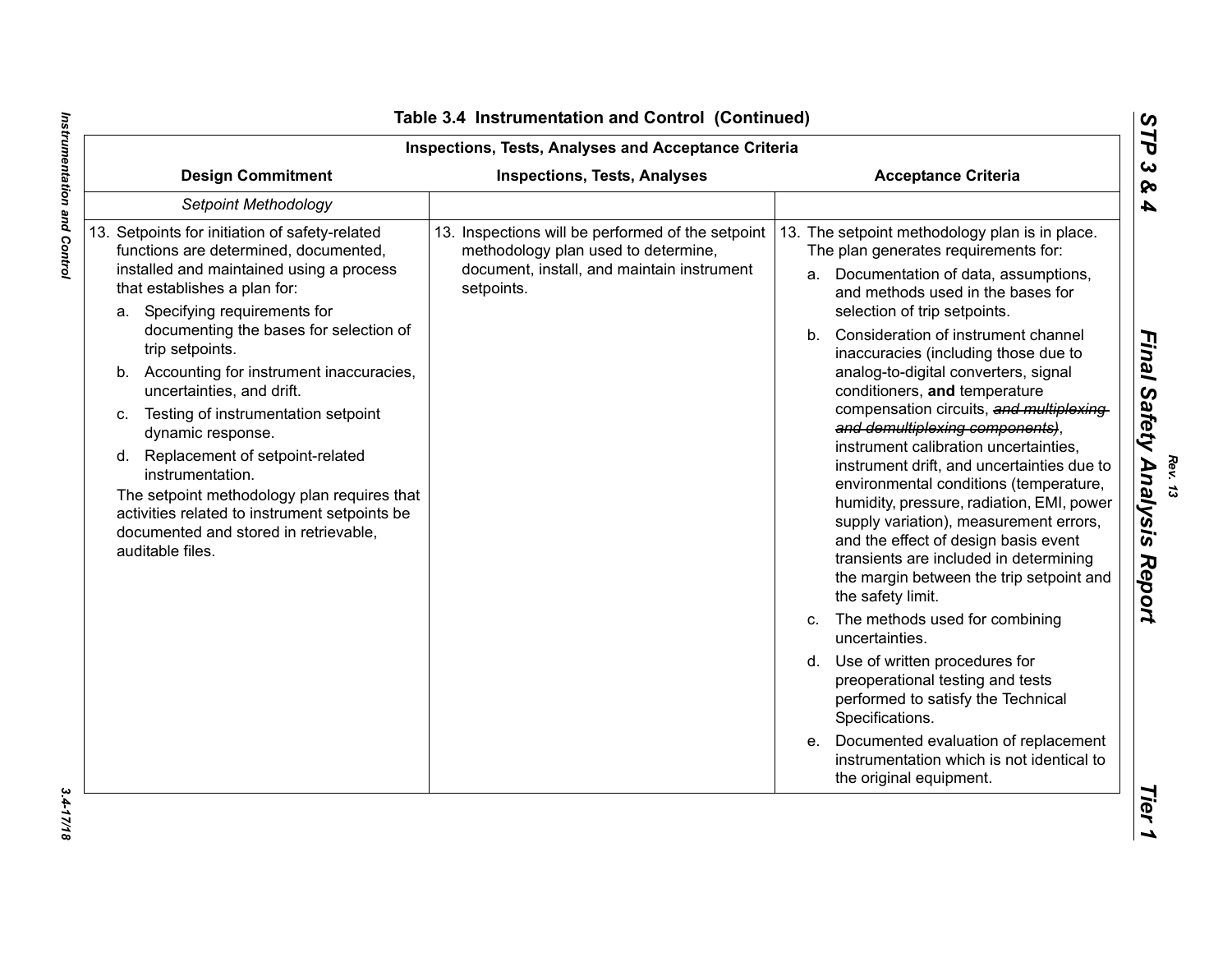## Table 3.4 Instrumentation and Control (Continued)

| Inspections, Tests, Analyses and Acceptance Criteria | | |
|---|---|---|
| **Design Commitment** | **Inspections, Tests, Analyses** | **Acceptance Criteria** |
| *Setpoint Methodology* | | |
| 13. Setpoints for initiation of safety-related functions are determined, documented, installed and maintained using a process that establishes a plan for: <br>a. Specifying requirements for documenting the bases for selection of trip setpoints. <br>b. Accounting for instrument inaccuracies, uncertainties, and drift. <br>c. Testing of instrumentation setpoint dynamic response. <br>d. Replacement of setpoint-related instrumentation. <br>The setpoint methodology plan requires that activities related to instrument setpoints be documented and stored in retrievable, auditable files. | 13. Inspections will be performed of the setpoint methodology plan used to determine, document, install, and maintain instrument setpoints. | 13. The setpoint methodology plan is in place. The plan generates requirements for: <br>a. Documentation of data, assumptions, and methods used in the bases for selection of trip setpoints. <br>b. Consideration of instrument channel inaccuracies (including those due to analog-to-digital converters, signal conditioners, **and** temperature compensation circuits, ~~and multiplexing and demultiplexing components)~~, instrument calibration uncertainties, instrument drift, and uncertainties due to environmental conditions (temperature, humidity, pressure, radiation, EMI, power supply variation), measurement errors, and the effect of design basis event transients are included in determining the margin between the trip setpoint and the safety limit. <br>c. The methods used for combining uncertainties. <br>d. Use of written procedures for preoperational testing and tests performed to satisfy the Technical Specifications. <br>e. Documented evaluation of replacement instrumentation which is not identical to the original equipment. |